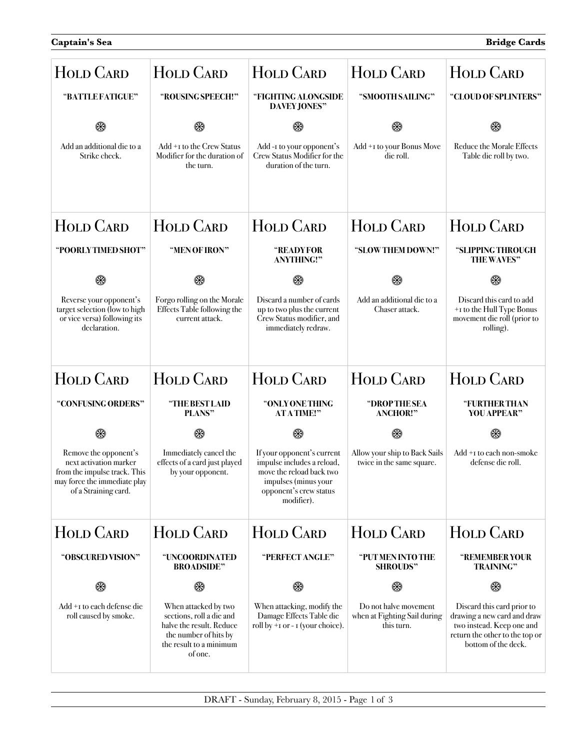## Hold Card

**"BATTLE FATIGUE"**

⊛

Add an additional die to a Strike check.

## Hold Card

**"ROUSING SPEECH!"**

⊛

Add +1 to the Crew Status Modifier for the duration of the turn.

## Hold Card

**"FIGHTING ALONGSIDE DAVEY JONES"**

⊛

Add -1 to your opponent's Crew Status Modifier for the duration of the turn.

## Hold Card

**"SMOOTH SAILING"**

⊛

Add +1 to your Bonus Move die roll.

## Hold Card

**"CLOUD OF SPLINTERS"**

⊛

Reduce the Morale Effects Table die roll by two.

## Hold Card

**"POORLY TIMED SHOT"**

⊛

Reverse your opponent's target selection (low to high or vice versa) following its declaration.

## Hold Card

**"MEN OF IRON"**

⊛

Forgo rolling on the Morale Effects Table following the current attack.

## Hold Card

**"READY FOR ANYTHING!"**

⊛

Discard a number of cards up to two plus the current Crew Status modifier, and immediately redraw.

## Hold Card

**"SLOW THEM DOWN!"**

⊛

Add an additional die to a Chaser attack.

## Hold Card

**"SLIPPING THROUGH THE WAVES"**

⊛

Discard this card to add +1 to the Hull Type Bonus movement die roll (prior to rolling).

## Hold Card

**"CONFUSING ORDERS"**

⊛

Remove the opponent's next activation marker from the impulse track. This may force the immediate play of a Straining card.

## Hold Card

**"THE BEST LAID PLANS"**

⊛

Immediately cancel the effects of a card just played by your opponent.

## Hold Card

**"ONLY ONE THING AT A TIME!"**

⊛

If your opponent's current impulse includes a reload, move the reload back two impulses (minus your opponent's crew status modifier).

## Hold Card

**"DROP THE SEA ANCHOR!"**

⊛

Allow your ship to Back Sails twice in the same square.

## Hold Card

**"FURTHER THAN YOU APPEAR"**

⊛

Add +1 to each non-smoke defense die roll.

## Hold Card

**"OBSCURED VISION"**

⊛

Add +1 to each defense die roll caused by smoke.

## Hold Card

**"UNCOORDINATED BROADSIDE"**

⊛

When attacked by two sections, roll a die and halve the result. Reduce the number of hits by the result to a minimum of one.

## Hold Card

**"PERFECT ANGLE"**

⊛

When attacking, modify the Damage Effects Table die roll by +1 or - 1 (your choice).

## Hold Card

**"PUT MEN INTO THE SHROUDS"**

⊛

Do not halve movement when at Fighting Sail during this turn.

## Hold Card

**"REMEMBER YOUR TRAINING"**

⊛

Discard this card prior to drawing a new card and draw two instead. Keep one and return the other to the top or bottom of the deck.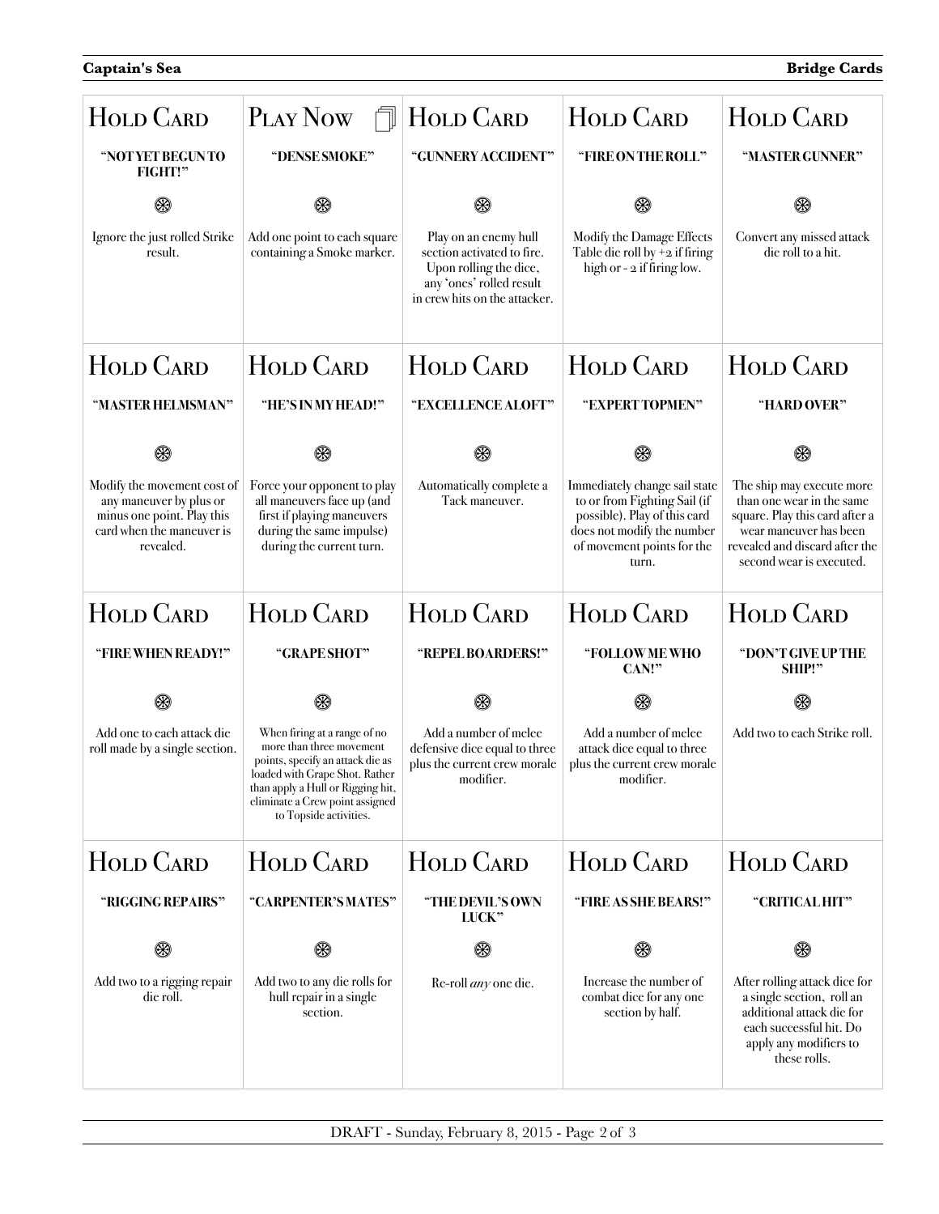| Hold Card | Play Now | Hold Card | Hold Card | Hold Card |
|---|---|---|---|---|
| **"NOT YET BEGUN TO FIGHT!"** | **"DENSE SMOKE"** | **"GUNNERY ACCIDENT"** | **"FIRE ON THE ROLL"** | **"MASTER GUNNER"** |
| ⊛ | ⊛ | ⊛ | ⊛ | ⊛ |
| Ignore the just rolled Strike result. | Add one point to each square containing a Smoke marker. | Play on an enemy hull section activated to fire. Upon rolling the dice, any 'ones' rolled result in crew hits on the attacker. | Modify the Damage Effects Table die roll by +2 if firing high or - 2 if firing low. | Convert any missed attack die roll to a hit. |

| Hold Card | Hold Card | Hold Card | Hold Card | Hold Card |
|---|---|---|---|---|
| **"MASTER HELMSMAN"** | **"HE'S IN MY HEAD!"** | **"EXCELLENCE ALOFT"** | **"EXPERT TOPMEN"** | **"HARD OVER"** |
| ⊛ | ⊛ | ⊛ | ⊛ | ⊛ |
| Modify the movement cost of any maneuver by plus or minus one point. Play this card when the maneuver is revealed. | Force your opponent to play all maneuvers face up (and first if playing maneuvers during the same impulse) during the current turn. | Automatically complete a Tack maneuver. | Immediately change sail state to or from Fighting Sail (if possible). Play of this card does not modify the number of movement points for the turn. | The ship may execute more than one wear in the same square. Play this card after a wear maneuver has been revealed and discard after the second wear is executed. |

| Hold Card | Hold Card | Hold Card | Hold Card | Hold Card |
|---|---|---|---|---|
| **"FIRE WHEN READY!"** | **"GRAPE SHOT"** | **"REPEL BOARDERS!"** | **"FOLLOW ME WHO CAN!"** | **"DON'T GIVE UP THE SHIP!"** |
| ⊛ | ⊛ | ⊛ | ⊛ | ⊛ |
| Add one to each attack die roll made by a single section. | When firing at a range of no more than three movement points, specify an attack die as loaded with Grape Shot. Rather than apply a Hull or Rigging hit, eliminate a Crew point assigned to Topside activities. | Add a number of melee defensive dice equal to three plus the current crew morale modifier. | Add a number of melee attack dice equal to three plus the current crew morale modifier. | Add two to each Strike roll. |

| Hold Card | Hold Card | Hold Card | Hold Card | Hold Card |
|---|---|---|---|---|
| **"RIGGING REPAIRS"** | **"CARPENTER'S MATES"** | **"THE DEVIL'S OWN LUCK"** | **"FIRE AS SHE BEARS!"** | **"CRITICAL HIT"** |
| ⊛ | ⊛ | ⊛ | ⊛ | ⊛ |
| Add two to a rigging repair die roll. | Add two to any die rolls for hull repair in a single section. | Re-roll *any* one die. | Increase the number of combat dice for any one section by half. | After rolling attack dice for a single section, roll an additional attack die for each successful hit. Do apply any modifiers to these rolls. |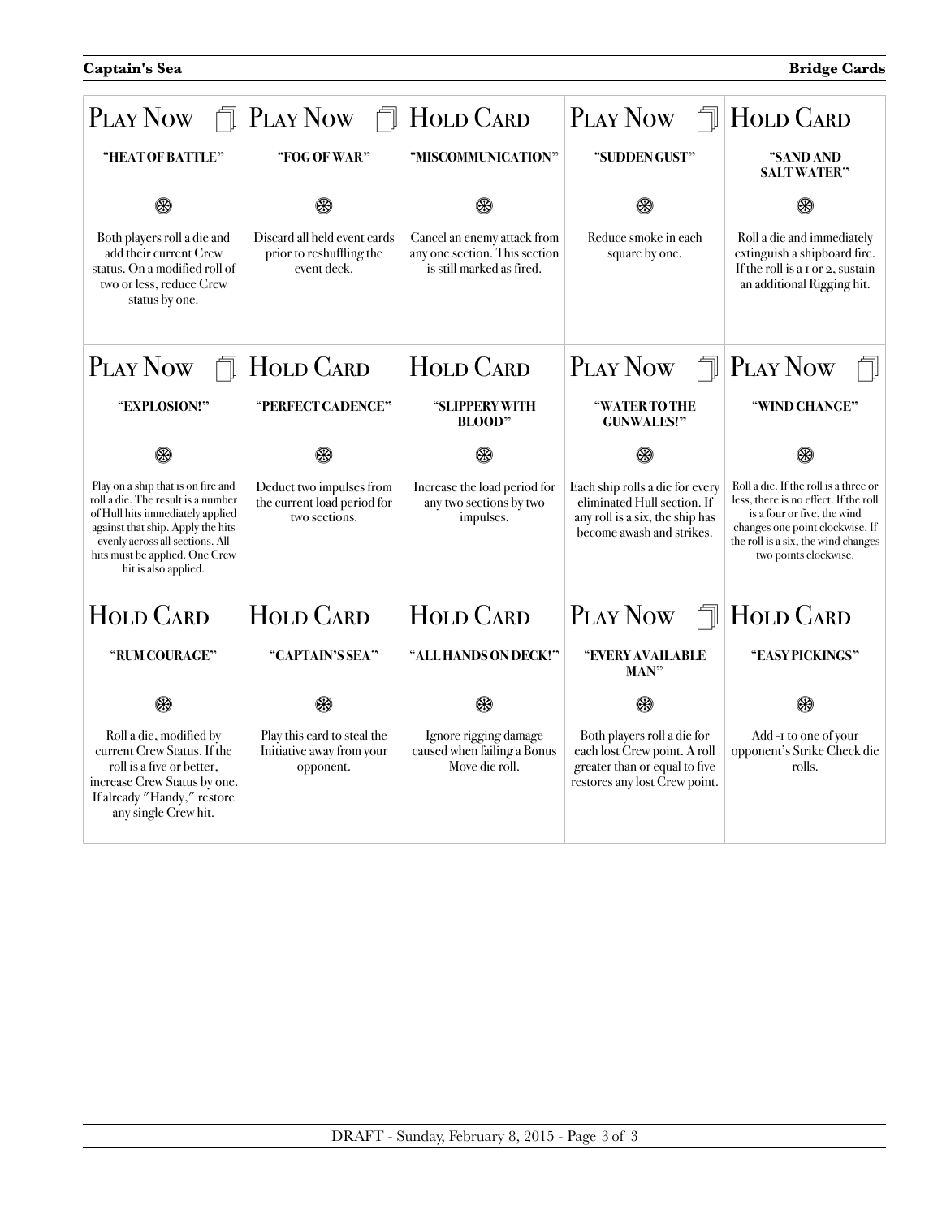| | | | | |
|---|---|---|---|---|
| **Play Now** ❐<br>**"HEAT OF BATTLE"**<br>⊛<br>Both players roll a die and add their current Crew status. On a modified roll of two or less, reduce Crew status by one. | **Play Now** ❐<br>**"FOG OF WAR"**<br>⊛<br>Discard all held event cards prior to reshuffling the event deck. | **Hold Card**<br>**"MISCOMMUNICATION"**<br>⊛<br>Cancel an enemy attack from any one section. This section is still marked as fired. | **Play Now** ❐<br>**"SUDDEN GUST"**<br>⊛<br>Reduce smoke in each square by one. | **Hold Card**<br>**"SAND AND SALT WATER"**<br>⊛<br>Roll a die and immediately extinguish a shipboard fire. If the roll is a 1 or 2, sustain an additional Rigging hit. |
| **Play Now** ❐<br>**"EXPLOSION!"**<br>⊛<br>Play on a ship that is on fire and roll a die. The result is a number of Hull hits immediately applied against that ship. Apply the hits evenly across all sections. All hits must be applied. One Crew hit is also applied. | **Hold Card**<br>**"PERFECT CADENCE"**<br>⊛<br>Deduct two impulses from the current load period for two sections. | **Hold Card**<br>**"SLIPPERY WITH BLOOD"**<br>⊛<br>Increase the load period for any two sections by two impulses. | **Play Now** ❐<br>**"WATER TO THE GUNWALES!"**<br>⊛<br>Each ship rolls a die for every eliminated Hull section. If any roll is a six, the ship has become awash and strikes. | **Play Now** ❐<br>**"WIND CHANGE"**<br>⊛<br>Roll a die. If the roll is a three or less, there is no effect. If the roll is a four or five, the wind changes one point clockwise. If the roll is a six, the wind changes two points clockwise. |
| **Hold Card**<br>**"RUM COURAGE"**<br>⊛<br>Roll a die, modified by current Crew Status. If the roll is a five or better, increase Crew Status by one. If already "Handy," restore any single Crew hit. | **Hold Card**<br>**"CAPTAIN'S SEA"**<br>⊛<br>Play this card to steal the Initiative away from your opponent. | **Hold Card**<br>**"ALL HANDS ON DECK!"**<br>⊛<br>Ignore rigging damage caused when failing a Bonus Move die roll. | **Play Now** ❐<br>**"EVERY AVAILABLE MAN"**<br>⊛<br>Both players roll a die for each lost Crew point. A roll greater than or equal to five restores any lost Crew point. | **Hold Card**<br>**"EASY PICKINGS"**<br>⊛<br>Add -1 to one of your opponent's Strike Check die rolls. |